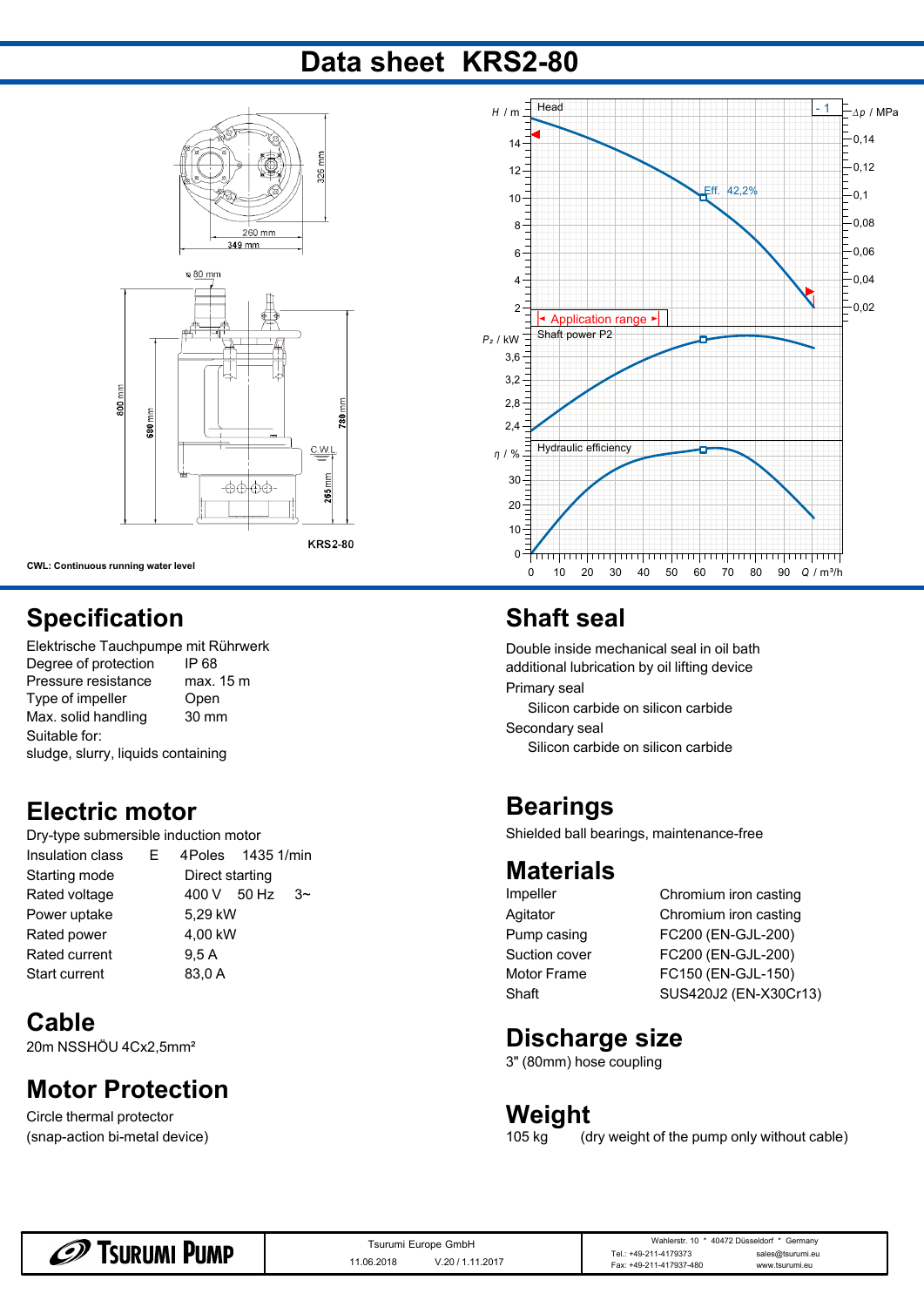# Data sheet KRS2-80

CWL: Continuous running water level

## Specification

Elektrische Tauchpumpe mit Rührwerk

| | |
|---|---|
| Degree of protection | IP 68 |
| Pressure resistance | max. 15 m |
| Type of impeller | Open |
| Max. solid handling | 30 mm |

Suitable for:
sludge, slurry, liquids containing

## Electric motor

Dry-type submersible induction motor

| | |
|---|---|
| Insulation class | E 4Poles 1435 1/min |
| Starting mode | Direct starting |
| Rated voltage | 400 V 50 Hz 3~ |
| Power uptake | 5,29 kW |
| Rated power | 4,00 kW |
| Rated current | 9,5 A |
| Start current | 83,0 A |

## Cable

20m NSSHÖU 4Cx2,5mm²

## Motor Protection

Circle thermal protector
(snap-action bi-metal device)

## Shaft seal

Double inside mechanical seal in oil bath
additional lubrication by oil lifting device

Primary seal
Silicon carbide on silicon carbide

Secondary seal
Silicon carbide on silicon carbide

## Bearings

Shielded ball bearings, maintenance-free

## Materials

| | |
|---|---|
| Impeller | Chromium iron casting |
| Agitator | Chromium iron casting |
| Pump casing | FC200 (EN-GJL-200) |
| Suction cover | FC200 (EN-GJL-200) |
| Motor Frame | FC150 (EN-GJL-150) |
| Shaft | SUS420J2 (EN-X30Cr13) |

## Discharge size

3" (80mm) hose coupling

## Weight

105 kg (dry weight of the pump only without cable)

Tsurumi Europe GmbH
11.06.2018 V.20 / 1.11.2017

Wahlerstr. 10 * 40472 Düsseldorf * Germany
Tel.: +49-211-4179373 sales@tsurumi.eu
Fax: +49-211-417937-480 www.tsurumi.eu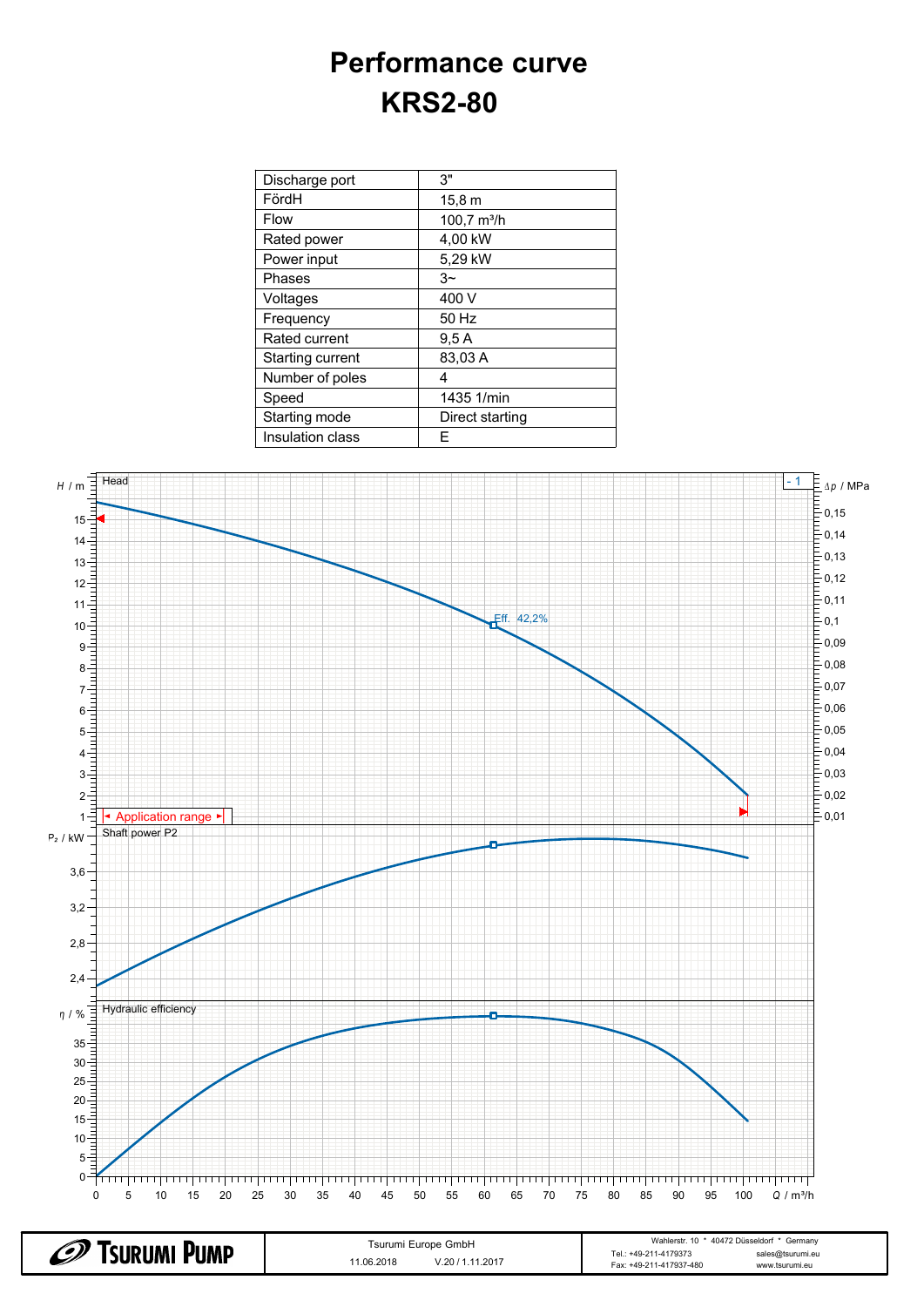# Performance curve
# KRS2-80

| Discharge port | 3" |
|---|---|
| FördH | 15,8 m |
| Flow | 100,7 m³/h |
| Rated power | 4,00 kW |
| Power input | 5,29 kW |
| Phases | 3~ |
| Voltages | 400 V |
| Frequency | 50 Hz |
| Rated current | 9,5 A |
| Starting current | 83,03 A |
| Number of poles | 4 |
| Speed | 1435 1/min |
| Starting mode | Direct starting |
| Insulation class | E |

Head — $H$ / m — $\Delta p$ / MPa — Eff. 42,2% — Application range — - 1

Shaft power P2 — $P_2$ / kW

Hydraulic efficiency — $\eta$ / %

$Q$ / m³/h

TSURUMI PUMP — Tsurumi Europe GmbH — 11.06.2018 — V.20 / 1.11.2017 — Wahlerstr. 10 * 40472 Düsseldorf * Germany — Tel.: +49-211-4179373 — Fax: +49-211-417937-480 — sales@tsurumi.eu — www.tsurumi.eu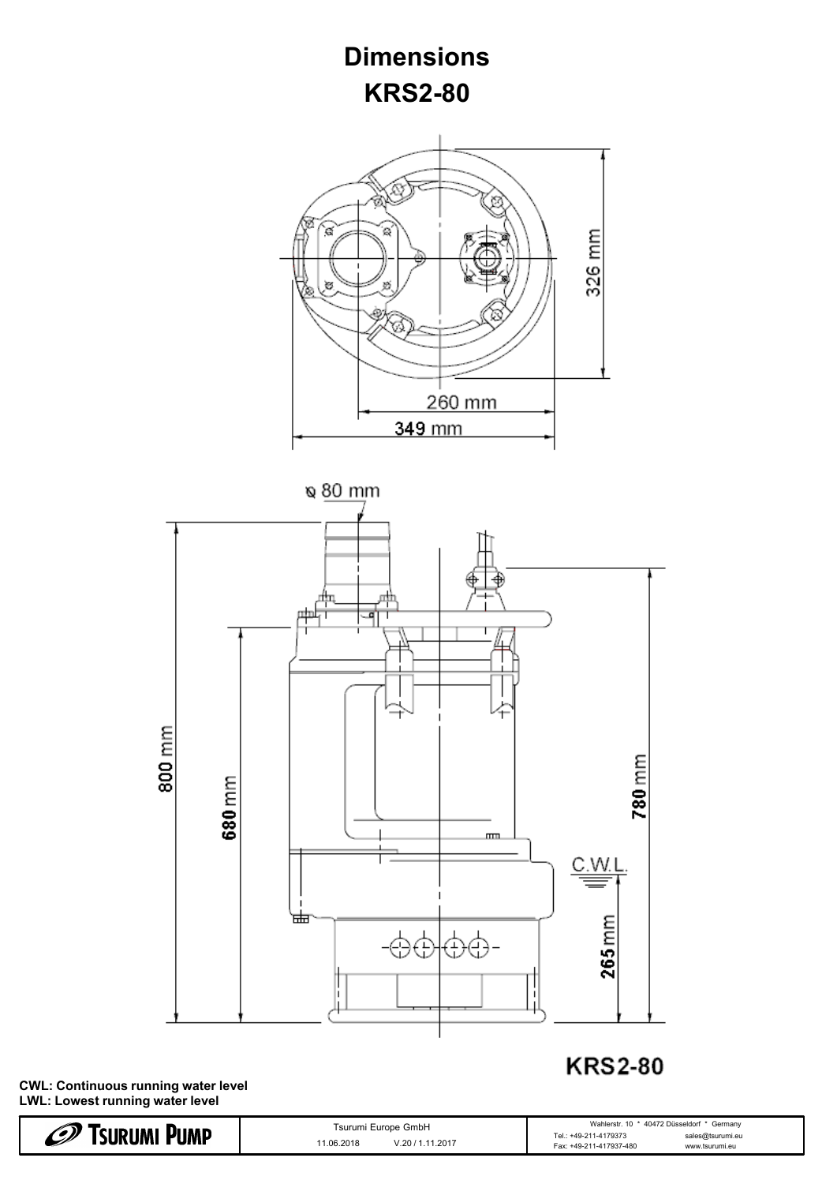# Dimensions
# KRS2-80

326 mm

260 mm

349 mm

ø 80 mm

800 mm

680 mm

780 mm

C.W.L.

265 mm

KRS2-80

**CWL: Continuous running water level**
**LWL: Lowest running water level**

TSURUMI PUMP

Tsurumi Europe GmbH
11.06.2018 V.20 / 1.11.2017

Wahlerstr. 10 * 40472 Düsseldorf * Germany
Tel.: +49-211-4179373 sales@tsurumi.eu
Fax: +49-211-417937-480 www.tsurumi.eu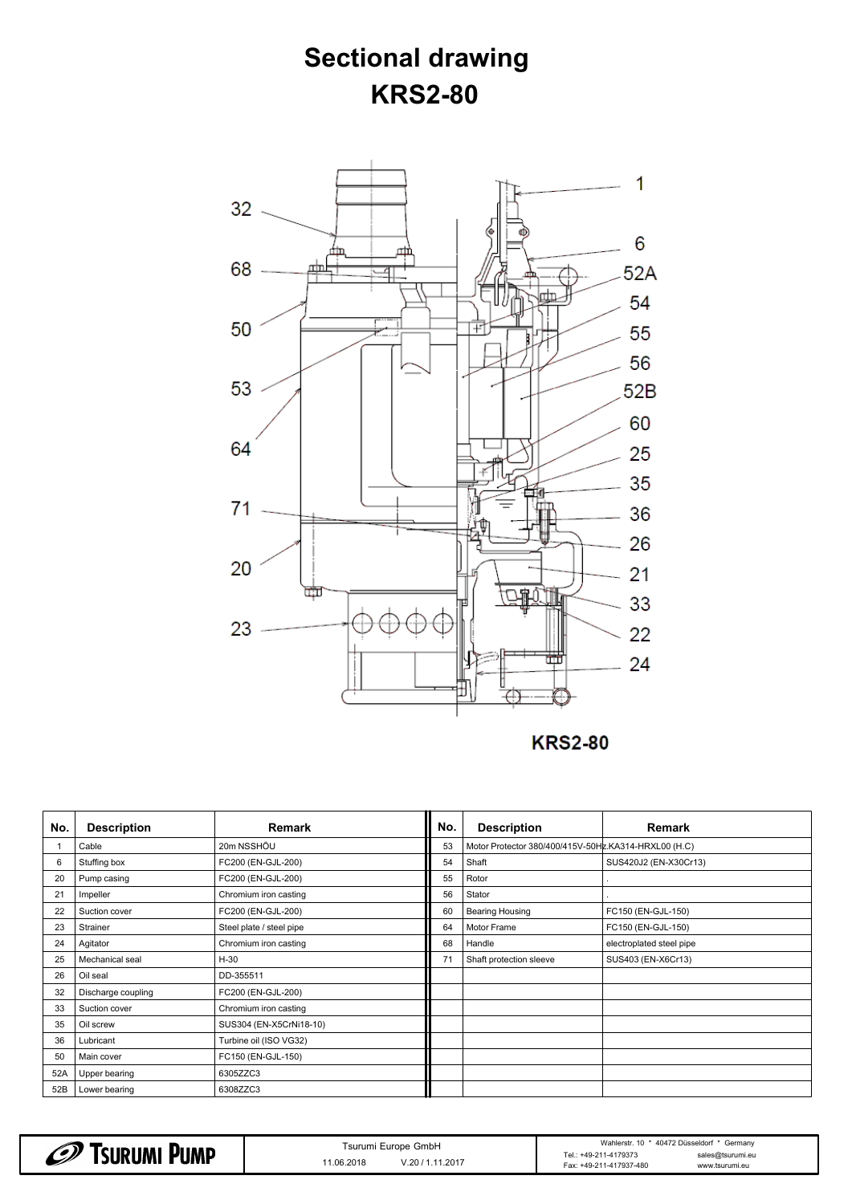# Sectional drawing
# KRS2-80

32
68
50
53
64
71
20
23
1
6
52A
54
55
56
52B
60
25
35
36
26
21
33
22
24

KRS2-80

| No. | Description | Remark | No. | Description | Remark |
|---|---|---|---|---|---|
| 1 | Cable | 20m NSSHÖU | 53 | Motor Protector 380/400/415V-50Hz.KA314-HRXL00 (H.C) | |
| 6 | Stuffing box | FC200 (EN-GJL-200) | 54 | Shaft | SUS420J2 (EN-X30Cr13) |
| 20 | Pump casing | FC200 (EN-GJL-200) | 55 | Rotor | . |
| 21 | Impeller | Chromium iron casting | 56 | Stator | . |
| 22 | Suction cover | FC200 (EN-GJL-200) | 60 | Bearing Housing | FC150 (EN-GJL-150) |
| 23 | Strainer | Steel plate / steel pipe | 64 | Motor Frame | FC150 (EN-GJL-150) |
| 24 | Agitator | Chromium iron casting | 68 | Handle | electroplated steel pipe |
| 25 | Mechanical seal | H-30 | 71 | Shaft protection sleeve | SUS403 (EN-X6Cr13) |
| 26 | Oil seal | DD-355511 | | | |
| 32 | Discharge coupling | FC200 (EN-GJL-200) | | | |
| 33 | Suction cover | Chromium iron casting | | | |
| 35 | Oil screw | SUS304 (EN-X5CrNi18-10) | | | |
| 36 | Lubricant | Turbine oil (ISO VG32) | | | |
| 50 | Main cover | FC150 (EN-GJL-150) | | | |
| 52A | Upper bearing | 6305ZZC3 | | | |
| 52B | Lower bearing | 6308ZZC3 | | | |

TSURUMI PUMP

Tsurumi Europe GmbH
11.06.2018 V.20 / 1.11.2017

Wahlerstr. 10 * 40472 Düsseldorf * Germany
Tel.: +49-211-4179373 sales@tsurumi.eu
Fax: +49-211-417937-480 www.tsurumi.eu